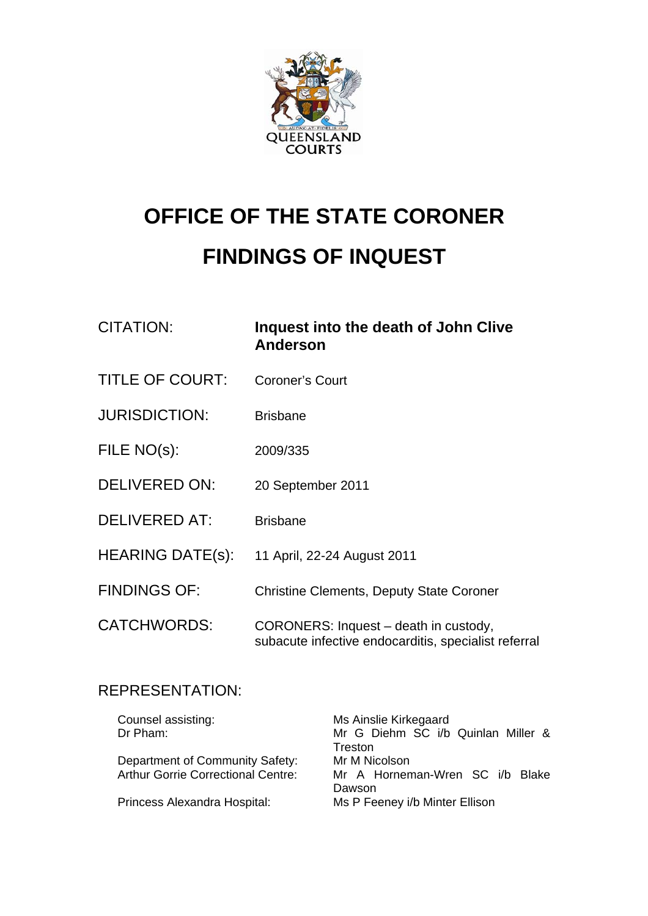QUEENSLAND COURTS

# OFFICE OF THE STATE CORONER

# FINDINGS OF INQUEST

| | |
|---|---|
| CITATION: | **Inquest into the death of John Clive Anderson** |
| TITLE OF COURT: | Coroner's Court |
| JURISDICTION: | Brisbane |
| FILE NO(s): | 2009/335 |
| DELIVERED ON: | 20 September 2011 |
| DELIVERED AT: | Brisbane |
| HEARING DATE(s): | 11 April, 22-24 August 2011 |
| FINDINGS OF: | Christine Clements, Deputy State Coroner |
| CATCHWORDS: | CORONERS: Inquest – death in custody, subacute infective endocarditis, specialist referral |

REPRESENTATION:

| | |
|---|---|
| Counsel assisting: | Ms Ainslie Kirkegaard |
| Dr Pham: | Mr G Diehm SC i/b Quinlan Miller & Treston |
| Department of Community Safety: | Mr M Nicolson |
| Arthur Gorrie Correctional Centre: | Mr A Horneman-Wren SC i/b Blake Dawson |
| Princess Alexandra Hospital: | Ms P Feeney i/b Minter Ellison |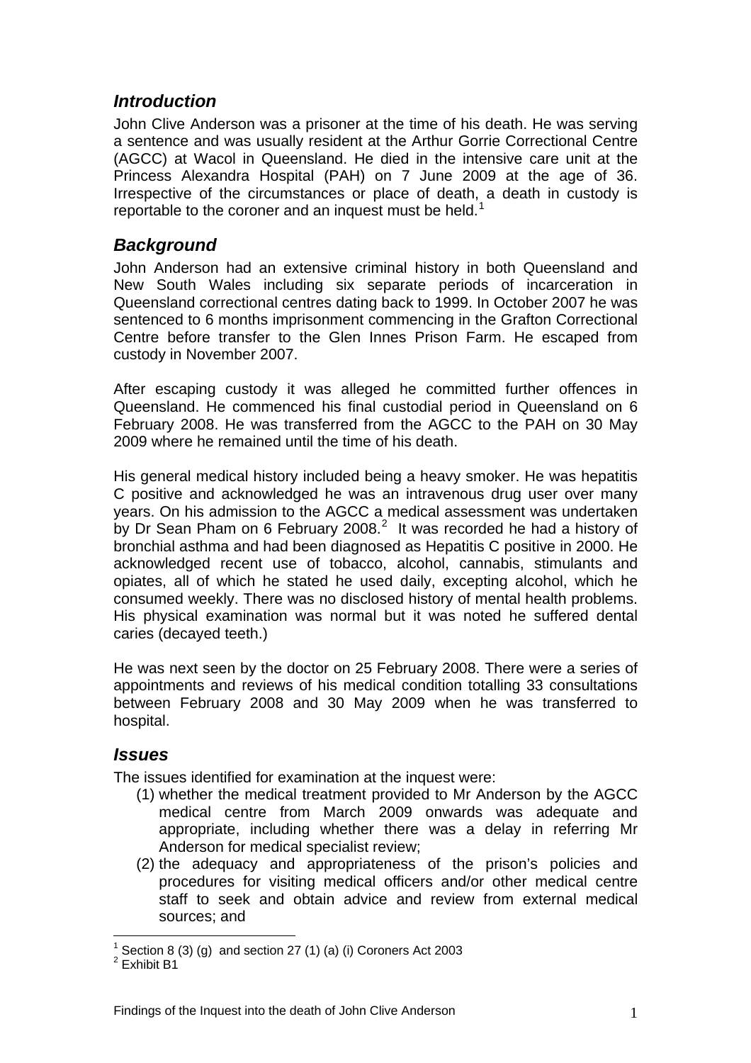## *Introduction*

John Clive Anderson was a prisoner at the time of his death. He was serving a sentence and was usually resident at the Arthur Gorrie Correctional Centre (AGCC) at Wacol in Queensland. He died in the intensive care unit at the Princess Alexandra Hospital (PAH) on 7 June 2009 at the age of 36. Irrespective of the circumstances or place of death, a death in custody is reportable to the coroner and an inquest must be held.[1]

## *Background*

John Anderson had an extensive criminal history in both Queensland and New South Wales including six separate periods of incarceration in Queensland correctional centres dating back to 1999. In October 2007 he was sentenced to 6 months imprisonment commencing in the Grafton Correctional Centre before transfer to the Glen Innes Prison Farm. He escaped from custody in November 2007.

After escaping custody it was alleged he committed further offences in Queensland. He commenced his final custodial period in Queensland on 6 February 2008. He was transferred from the AGCC to the PAH on 30 May 2009 where he remained until the time of his death.

His general medical history included being a heavy smoker. He was hepatitis C positive and acknowledged he was an intravenous drug user over many years. On his admission to the AGCC a medical assessment was undertaken by Dr Sean Pham on 6 February 2008.[2] It was recorded he had a history of bronchial asthma and had been diagnosed as Hepatitis C positive in 2000. He acknowledged recent use of tobacco, alcohol, cannabis, stimulants and opiates, all of which he stated he used daily, excepting alcohol, which he consumed weekly. There was no disclosed history of mental health problems. His physical examination was normal but it was noted he suffered dental caries (decayed teeth.)

He was next seen by the doctor on 25 February 2008. There were a series of appointments and reviews of his medical condition totalling 33 consultations between February 2008 and 30 May 2009 when he was transferred to hospital.

## *Issues*

The issues identified for examination at the inquest were:

(1) whether the medical treatment provided to Mr Anderson by the AGCC medical centre from March 2009 onwards was adequate and appropriate, including whether there was a delay in referring Mr Anderson for medical specialist review;

(2) the adequacy and appropriateness of the prison's policies and procedures for visiting medical officers and/or other medical centre staff to seek and obtain advice and review from external medical sources; and

---

[1] Section 8 (3) (g) and section 27 (1) (a) (i) Coroners Act 2003

[2] Exhibit B1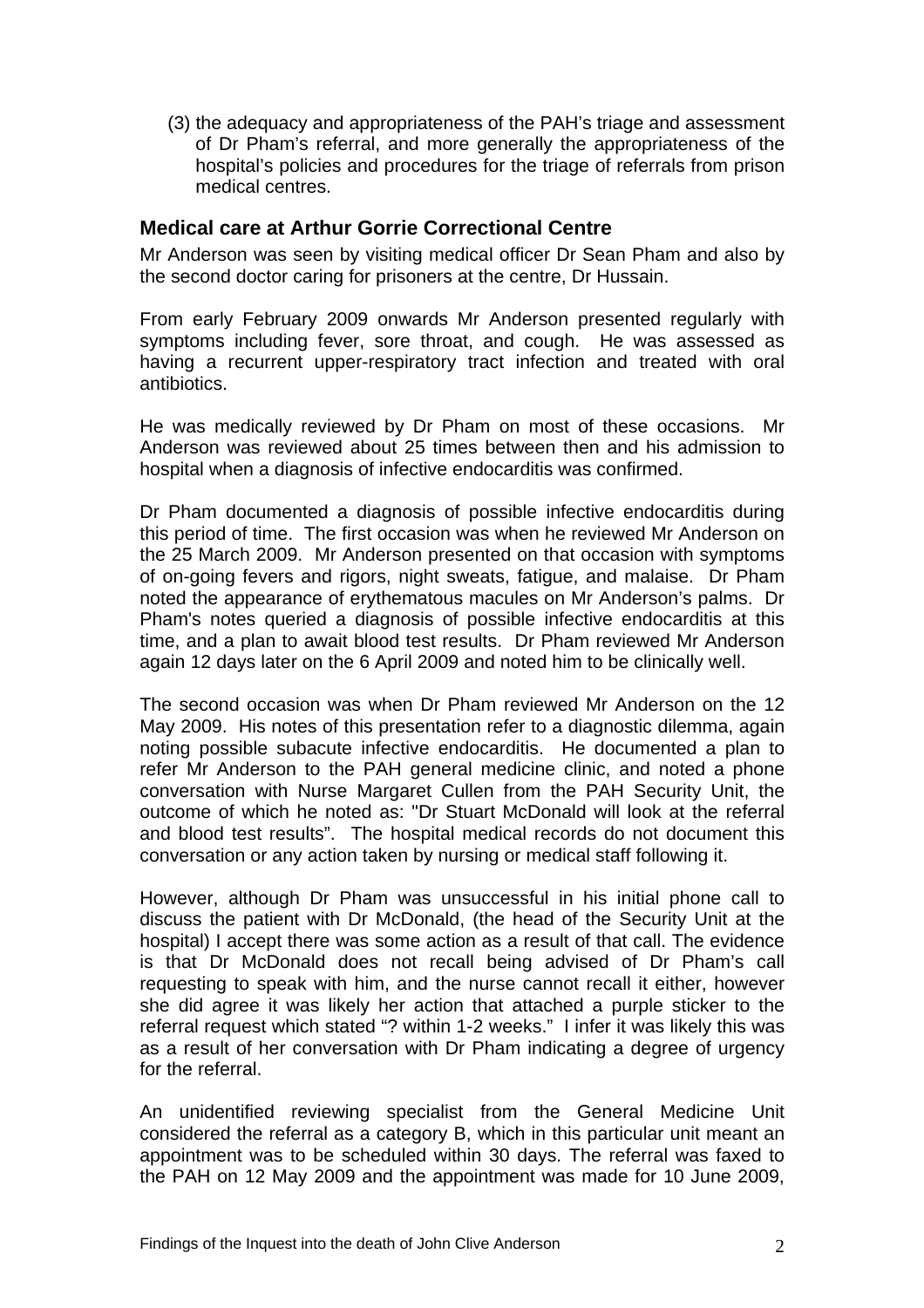(3) the adequacy and appropriateness of the PAH's triage and assessment of Dr Pham's referral, and more generally the appropriateness of the hospital's policies and procedures for the triage of referrals from prison medical centres.

## Medical care at Arthur Gorrie Correctional Centre

Mr Anderson was seen by visiting medical officer Dr Sean Pham and also by the second doctor caring for prisoners at the centre, Dr Hussain.

From early February 2009 onwards Mr Anderson presented regularly with symptoms including fever, sore throat, and cough. He was assessed as having a recurrent upper-respiratory tract infection and treated with oral antibiotics.

He was medically reviewed by Dr Pham on most of these occasions. Mr Anderson was reviewed about 25 times between then and his admission to hospital when a diagnosis of infective endocarditis was confirmed.

Dr Pham documented a diagnosis of possible infective endocarditis during this period of time. The first occasion was when he reviewed Mr Anderson on the 25 March 2009. Mr Anderson presented on that occasion with symptoms of on-going fevers and rigors, night sweats, fatigue, and malaise. Dr Pham noted the appearance of erythematous macules on Mr Anderson's palms. Dr Pham's notes queried a diagnosis of possible infective endocarditis at this time, and a plan to await blood test results. Dr Pham reviewed Mr Anderson again 12 days later on the 6 April 2009 and noted him to be clinically well.

The second occasion was when Dr Pham reviewed Mr Anderson on the 12 May 2009. His notes of this presentation refer to a diagnostic dilemma, again noting possible subacute infective endocarditis. He documented a plan to refer Mr Anderson to the PAH general medicine clinic, and noted a phone conversation with Nurse Margaret Cullen from the PAH Security Unit, the outcome of which he noted as: "Dr Stuart McDonald will look at the referral and blood test results". The hospital medical records do not document this conversation or any action taken by nursing or medical staff following it.

However, although Dr Pham was unsuccessful in his initial phone call to discuss the patient with Dr McDonald, (the head of the Security Unit at the hospital) I accept there was some action as a result of that call. The evidence is that Dr McDonald does not recall being advised of Dr Pham's call requesting to speak with him, and the nurse cannot recall it either, however she did agree it was likely her action that attached a purple sticker to the referral request which stated "? within 1-2 weeks." I infer it was likely this was as a result of her conversation with Dr Pham indicating a degree of urgency for the referral.

An unidentified reviewing specialist from the General Medicine Unit considered the referral as a category B, which in this particular unit meant an appointment was to be scheduled within 30 days. The referral was faxed to the PAH on 12 May 2009 and the appointment was made for 10 June 2009,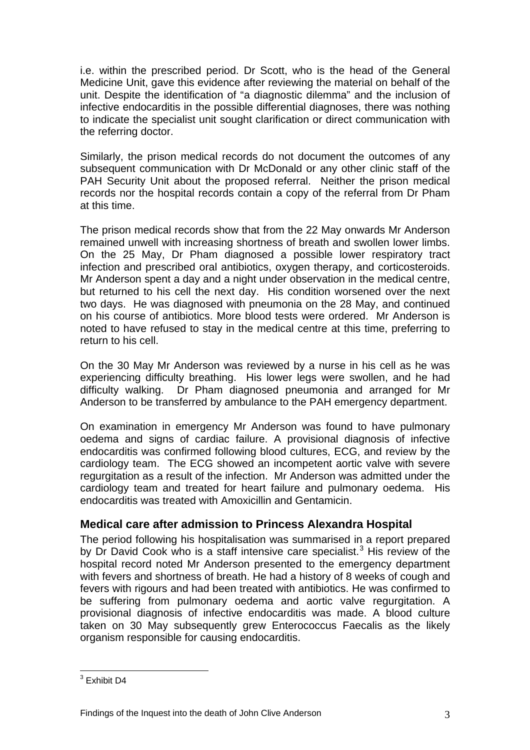i.e. within the prescribed period. Dr Scott, who is the head of the General Medicine Unit, gave this evidence after reviewing the material on behalf of the unit. Despite the identification of "a diagnostic dilemma" and the inclusion of infective endocarditis in the possible differential diagnoses, there was nothing to indicate the specialist unit sought clarification or direct communication with the referring doctor.

Similarly, the prison medical records do not document the outcomes of any subsequent communication with Dr McDonald or any other clinic staff of the PAH Security Unit about the proposed referral. Neither the prison medical records nor the hospital records contain a copy of the referral from Dr Pham at this time.

The prison medical records show that from the 22 May onwards Mr Anderson remained unwell with increasing shortness of breath and swollen lower limbs. On the 25 May, Dr Pham diagnosed a possible lower respiratory tract infection and prescribed oral antibiotics, oxygen therapy, and corticosteroids. Mr Anderson spent a day and a night under observation in the medical centre, but returned to his cell the next day. His condition worsened over the next two days. He was diagnosed with pneumonia on the 28 May, and continued on his course of antibiotics. More blood tests were ordered. Mr Anderson is noted to have refused to stay in the medical centre at this time, preferring to return to his cell.

On the 30 May Mr Anderson was reviewed by a nurse in his cell as he was experiencing difficulty breathing. His lower legs were swollen, and he had difficulty walking. Dr Pham diagnosed pneumonia and arranged for Mr Anderson to be transferred by ambulance to the PAH emergency department.

On examination in emergency Mr Anderson was found to have pulmonary oedema and signs of cardiac failure. A provisional diagnosis of infective endocarditis was confirmed following blood cultures, ECG, and review by the cardiology team. The ECG showed an incompetent aortic valve with severe regurgitation as a result of the infection. Mr Anderson was admitted under the cardiology team and treated for heart failure and pulmonary oedema. His endocarditis was treated with Amoxicillin and Gentamicin.

## Medical care after admission to Princess Alexandra Hospital

The period following his hospitalisation was summarised in a report prepared by Dr David Cook who is a staff intensive care specialist.[3] His review of the hospital record noted Mr Anderson presented to the emergency department with fevers and shortness of breath. He had a history of 8 weeks of cough and fevers with rigours and had been treated with antibiotics. He was confirmed to be suffering from pulmonary oedema and aortic valve regurgitation. A provisional diagnosis of infective endocarditis was made. A blood culture taken on 30 May subsequently grew Enterococcus Faecalis as the likely organism responsible for causing endocarditis.

[3] Exhibit D4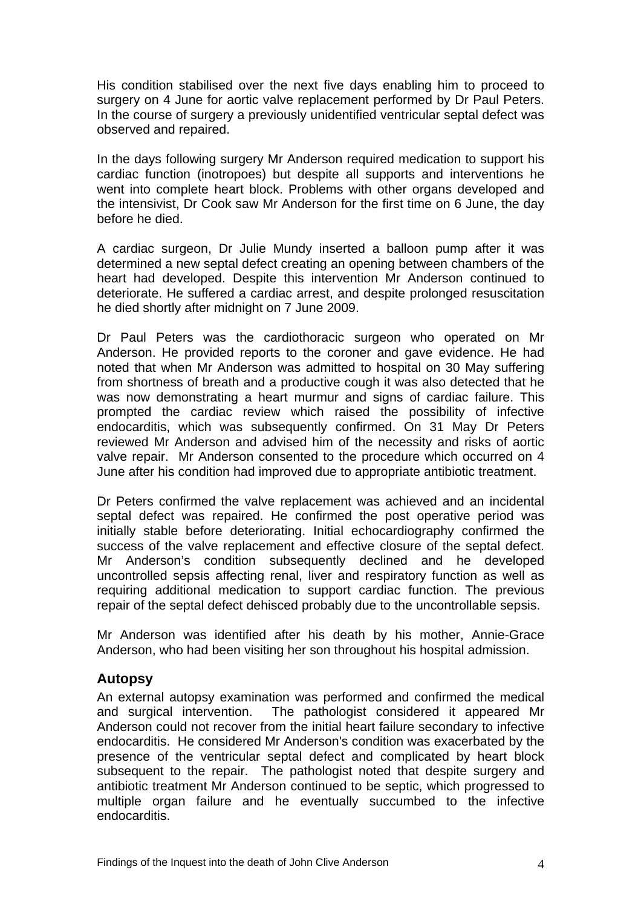His condition stabilised over the next five days enabling him to proceed to surgery on 4 June for aortic valve replacement performed by Dr Paul Peters. In the course of surgery a previously unidentified ventricular septal defect was observed and repaired.

In the days following surgery Mr Anderson required medication to support his cardiac function (inotropoes) but despite all supports and interventions he went into complete heart block. Problems with other organs developed and the intensivist, Dr Cook saw Mr Anderson for the first time on 6 June, the day before he died.

A cardiac surgeon, Dr Julie Mundy inserted a balloon pump after it was determined a new septal defect creating an opening between chambers of the heart had developed. Despite this intervention Mr Anderson continued to deteriorate. He suffered a cardiac arrest, and despite prolonged resuscitation he died shortly after midnight on 7 June 2009.

Dr Paul Peters was the cardiothoracic surgeon who operated on Mr Anderson. He provided reports to the coroner and gave evidence. He had noted that when Mr Anderson was admitted to hospital on 30 May suffering from shortness of breath and a productive cough it was also detected that he was now demonstrating a heart murmur and signs of cardiac failure. This prompted the cardiac review which raised the possibility of infective endocarditis, which was subsequently confirmed. On 31 May Dr Peters reviewed Mr Anderson and advised him of the necessity and risks of aortic valve repair. Mr Anderson consented to the procedure which occurred on 4 June after his condition had improved due to appropriate antibiotic treatment.

Dr Peters confirmed the valve replacement was achieved and an incidental septal defect was repaired. He confirmed the post operative period was initially stable before deteriorating. Initial echocardiography confirmed the success of the valve replacement and effective closure of the septal defect. Mr Anderson's condition subsequently declined and he developed uncontrolled sepsis affecting renal, liver and respiratory function as well as requiring additional medication to support cardiac function. The previous repair of the septal defect dehisced probably due to the uncontrollable sepsis.

Mr Anderson was identified after his death by his mother, Annie-Grace Anderson, who had been visiting her son throughout his hospital admission.

## Autopsy

An external autopsy examination was performed and confirmed the medical and surgical intervention. The pathologist considered it appeared Mr Anderson could not recover from the initial heart failure secondary to infective endocarditis. He considered Mr Anderson's condition was exacerbated by the presence of the ventricular septal defect and complicated by heart block subsequent to the repair. The pathologist noted that despite surgery and antibiotic treatment Mr Anderson continued to be septic, which progressed to multiple organ failure and he eventually succumbed to the infective endocarditis.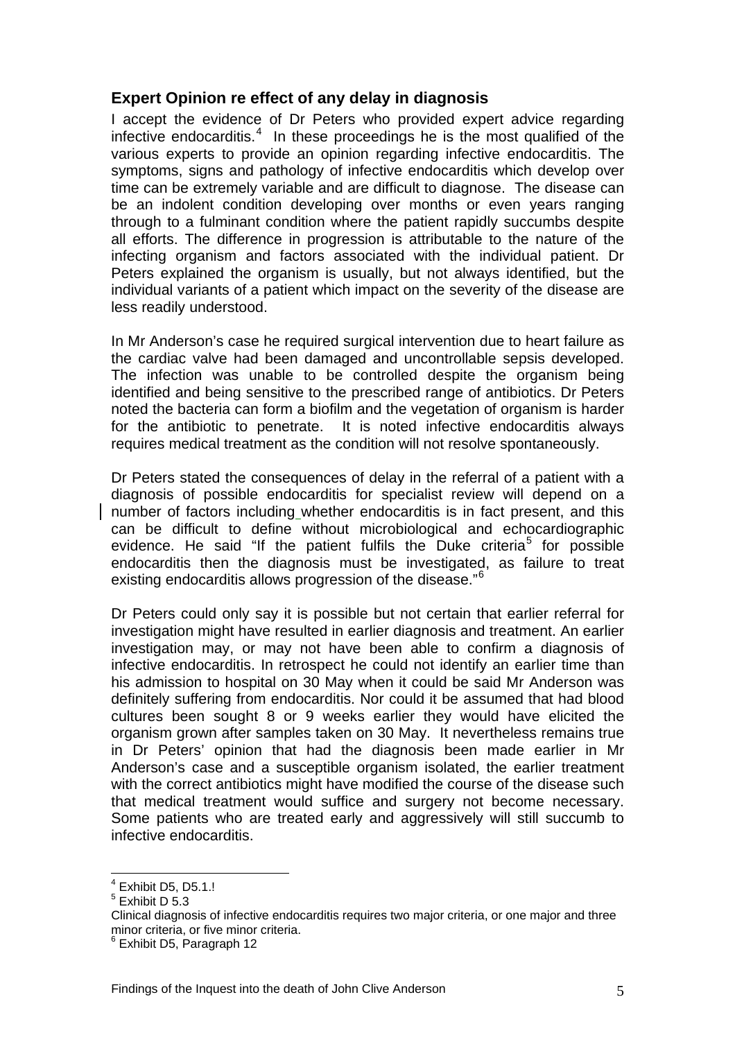## Expert Opinion re effect of any delay in diagnosis

I accept the evidence of Dr Peters who provided expert advice regarding infective endocarditis.[4] In these proceedings he is the most qualified of the various experts to provide an opinion regarding infective endocarditis. The symptoms, signs and pathology of infective endocarditis which develop over time can be extremely variable and are difficult to diagnose. The disease can be an indolent condition developing over months or even years ranging through to a fulminant condition where the patient rapidly succumbs despite all efforts. The difference in progression is attributable to the nature of the infecting organism and factors associated with the individual patient. Dr Peters explained the organism is usually, but not always identified, but the individual variants of a patient which impact on the severity of the disease are less readily understood.

In Mr Anderson's case he required surgical intervention due to heart failure as the cardiac valve had been damaged and uncontrollable sepsis developed. The infection was unable to be controlled despite the organism being identified and being sensitive to the prescribed range of antibiotics. Dr Peters noted the bacteria can form a biofilm and the vegetation of organism is harder for the antibiotic to penetrate. It is noted infective endocarditis always requires medical treatment as the condition will not resolve spontaneously.

Dr Peters stated the consequences of delay in the referral of a patient with a diagnosis of possible endocarditis for specialist review will depend on a number of factors including whether endocarditis is in fact present, and this can be difficult to define without microbiological and echocardiographic evidence. He said "If the patient fulfils the Duke criteria[5] for possible endocarditis then the diagnosis must be investigated, as failure to treat existing endocarditis allows progression of the disease."[6]

Dr Peters could only say it is possible but not certain that earlier referral for investigation might have resulted in earlier diagnosis and treatment. An earlier investigation may, or may not have been able to confirm a diagnosis of infective endocarditis. In retrospect he could not identify an earlier time than his admission to hospital on 30 May when it could be said Mr Anderson was definitely suffering from endocarditis. Nor could it be assumed that had blood cultures been sought 8 or 9 weeks earlier they would have elicited the organism grown after samples taken on 30 May. It nevertheless remains true in Dr Peters' opinion that had the diagnosis been made earlier in Mr Anderson's case and a susceptible organism isolated, the earlier treatment with the correct antibiotics might have modified the course of the disease such that medical treatment would suffice and surgery not become necessary. Some patients who are treated early and aggressively will still succumb to infective endocarditis.

---

[4] Exhibit D5, D5.1.!

[5] Exhibit D 5.3

Clinical diagnosis of infective endocarditis requires two major criteria, or one major and three minor criteria, or five minor criteria.

[6] Exhibit D5, Paragraph 12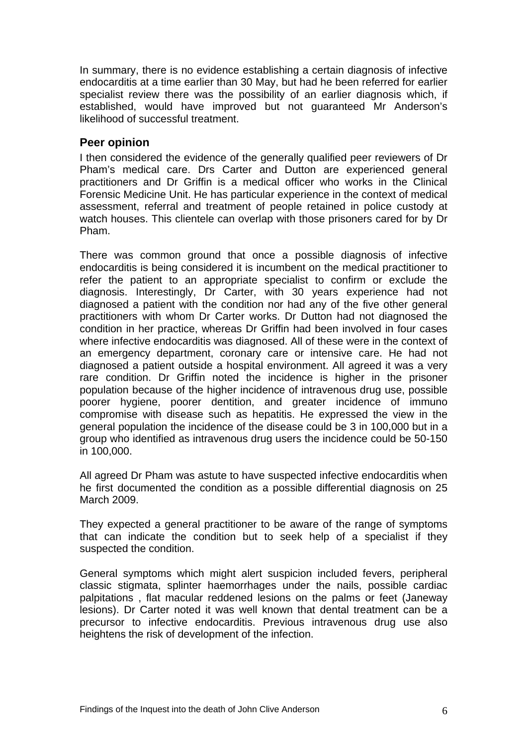In summary, there is no evidence establishing a certain diagnosis of infective endocarditis at a time earlier than 30 May, but had he been referred for earlier specialist review there was the possibility of an earlier diagnosis which, if established, would have improved but not guaranteed Mr Anderson's likelihood of successful treatment.

## Peer opinion

I then considered the evidence of the generally qualified peer reviewers of Dr Pham's medical care. Drs Carter and Dutton are experienced general practitioners and Dr Griffin is a medical officer who works in the Clinical Forensic Medicine Unit. He has particular experience in the context of medical assessment, referral and treatment of people retained in police custody at watch houses. This clientele can overlap with those prisoners cared for by Dr Pham.

There was common ground that once a possible diagnosis of infective endocarditis is being considered it is incumbent on the medical practitioner to refer the patient to an appropriate specialist to confirm or exclude the diagnosis. Interestingly, Dr Carter, with 30 years experience had not diagnosed a patient with the condition nor had any of the five other general practitioners with whom Dr Carter works. Dr Dutton had not diagnosed the condition in her practice, whereas Dr Griffin had been involved in four cases where infective endocarditis was diagnosed. All of these were in the context of an emergency department, coronary care or intensive care. He had not diagnosed a patient outside a hospital environment. All agreed it was a very rare condition. Dr Griffin noted the incidence is higher in the prisoner population because of the higher incidence of intravenous drug use, possible poorer hygiene, poorer dentition, and greater incidence of immuno compromise with disease such as hepatitis. He expressed the view in the general population the incidence of the disease could be 3 in 100,000 but in a group who identified as intravenous drug users the incidence could be 50-150 in 100,000.

All agreed Dr Pham was astute to have suspected infective endocarditis when he first documented the condition as a possible differential diagnosis on 25 March 2009.

They expected a general practitioner to be aware of the range of symptoms that can indicate the condition but to seek help of a specialist if they suspected the condition.

General symptoms which might alert suspicion included fevers, peripheral classic stigmata, splinter haemorrhages under the nails, possible cardiac palpitations , flat macular reddened lesions on the palms or feet (Janeway lesions). Dr Carter noted it was well known that dental treatment can be a precursor to infective endocarditis. Previous intravenous drug use also heightens the risk of development of the infection.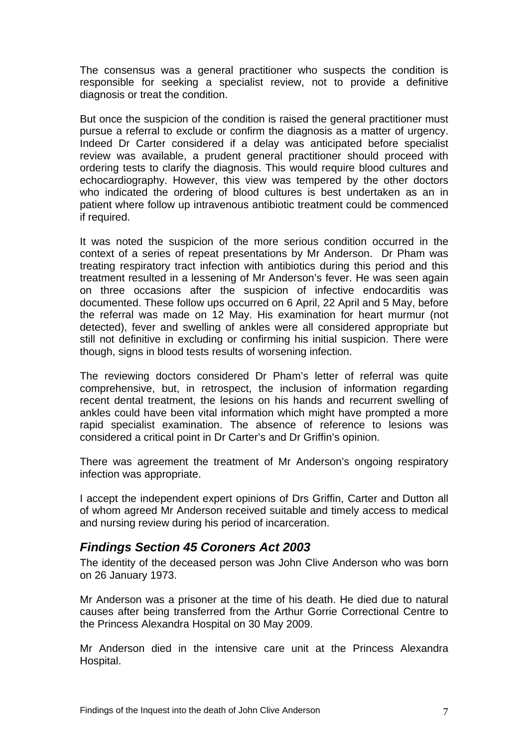The consensus was a general practitioner who suspects the condition is responsible for seeking a specialist review, not to provide a definitive diagnosis or treat the condition.

But once the suspicion of the condition is raised the general practitioner must pursue a referral to exclude or confirm the diagnosis as a matter of urgency. Indeed Dr Carter considered if a delay was anticipated before specialist review was available, a prudent general practitioner should proceed with ordering tests to clarify the diagnosis. This would require blood cultures and echocardiography. However, this view was tempered by the other doctors who indicated the ordering of blood cultures is best undertaken as an in patient where follow up intravenous antibiotic treatment could be commenced if required.

It was noted the suspicion of the more serious condition occurred in the context of a series of repeat presentations by Mr Anderson. Dr Pham was treating respiratory tract infection with antibiotics during this period and this treatment resulted in a lessening of Mr Anderson's fever. He was seen again on three occasions after the suspicion of infective endocarditis was documented. These follow ups occurred on 6 April, 22 April and 5 May, before the referral was made on 12 May. His examination for heart murmur (not detected), fever and swelling of ankles were all considered appropriate but still not definitive in excluding or confirming his initial suspicion. There were though, signs in blood tests results of worsening infection.

The reviewing doctors considered Dr Pham's letter of referral was quite comprehensive, but, in retrospect, the inclusion of information regarding recent dental treatment, the lesions on his hands and recurrent swelling of ankles could have been vital information which might have prompted a more rapid specialist examination. The absence of reference to lesions was considered a critical point in Dr Carter's and Dr Griffin's opinion.

There was agreement the treatment of Mr Anderson's ongoing respiratory infection was appropriate.

I accept the independent expert opinions of Drs Griffin, Carter and Dutton all of whom agreed Mr Anderson received suitable and timely access to medical and nursing review during his period of incarceration.

## *Findings Section 45 Coroners Act 2003*

The identity of the deceased person was John Clive Anderson who was born on 26 January 1973.

Mr Anderson was a prisoner at the time of his death. He died due to natural causes after being transferred from the Arthur Gorrie Correctional Centre to the Princess Alexandra Hospital on 30 May 2009.

Mr Anderson died in the intensive care unit at the Princess Alexandra Hospital.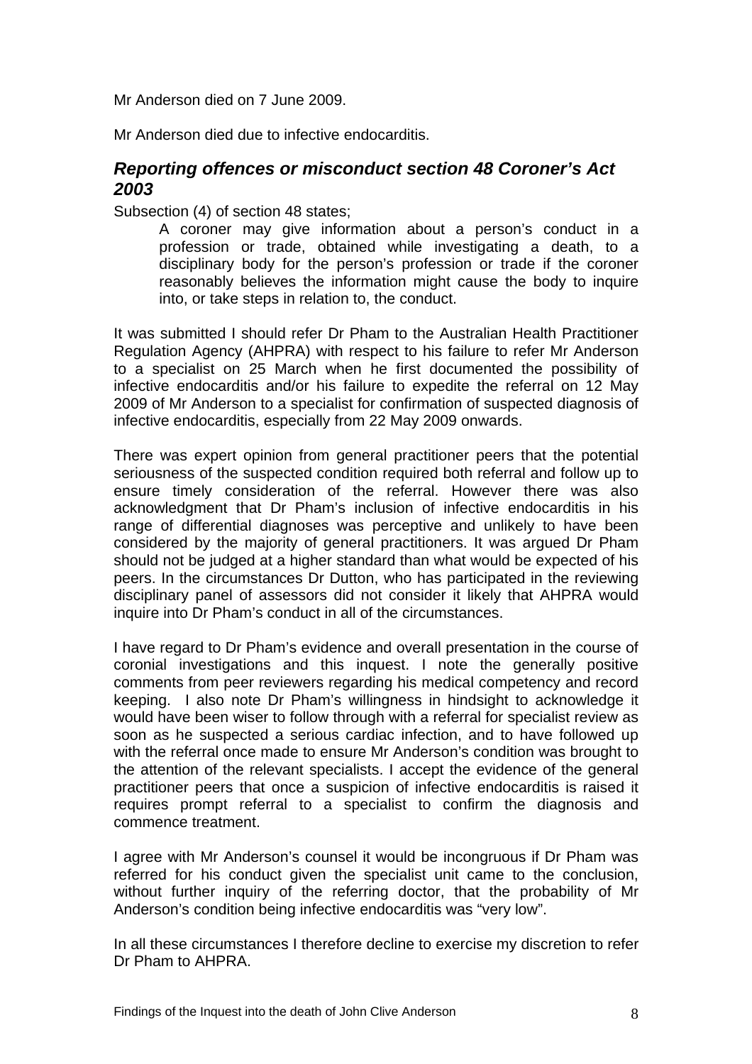Mr Anderson died on 7 June 2009.

Mr Anderson died due to infective endocarditis.

## *Reporting offences or misconduct section 48 Coroner's Act 2003*

Subsection (4) of section 48 states;

> A coroner may give information about a person's conduct in a profession or trade, obtained while investigating a death, to a disciplinary body for the person's profession or trade if the coroner reasonably believes the information might cause the body to inquire into, or take steps in relation to, the conduct.

It was submitted I should refer Dr Pham to the Australian Health Practitioner Regulation Agency (AHPRA) with respect to his failure to refer Mr Anderson to a specialist on 25 March when he first documented the possibility of infective endocarditis and/or his failure to expedite the referral on 12 May 2009 of Mr Anderson to a specialist for confirmation of suspected diagnosis of infective endocarditis, especially from 22 May 2009 onwards.

There was expert opinion from general practitioner peers that the potential seriousness of the suspected condition required both referral and follow up to ensure timely consideration of the referral. However there was also acknowledgment that Dr Pham's inclusion of infective endocarditis in his range of differential diagnoses was perceptive and unlikely to have been considered by the majority of general practitioners. It was argued Dr Pham should not be judged at a higher standard than what would be expected of his peers. In the circumstances Dr Dutton, who has participated in the reviewing disciplinary panel of assessors did not consider it likely that AHPRA would inquire into Dr Pham's conduct in all of the circumstances.

I have regard to Dr Pham's evidence and overall presentation in the course of coronial investigations and this inquest. I note the generally positive comments from peer reviewers regarding his medical competency and record keeping. I also note Dr Pham's willingness in hindsight to acknowledge it would have been wiser to follow through with a referral for specialist review as soon as he suspected a serious cardiac infection, and to have followed up with the referral once made to ensure Mr Anderson's condition was brought to the attention of the relevant specialists. I accept the evidence of the general practitioner peers that once a suspicion of infective endocarditis is raised it requires prompt referral to a specialist to confirm the diagnosis and commence treatment.

I agree with Mr Anderson's counsel it would be incongruous if Dr Pham was referred for his conduct given the specialist unit came to the conclusion, without further inquiry of the referring doctor, that the probability of Mr Anderson's condition being infective endocarditis was "very low".

In all these circumstances I therefore decline to exercise my discretion to refer Dr Pham to AHPRA.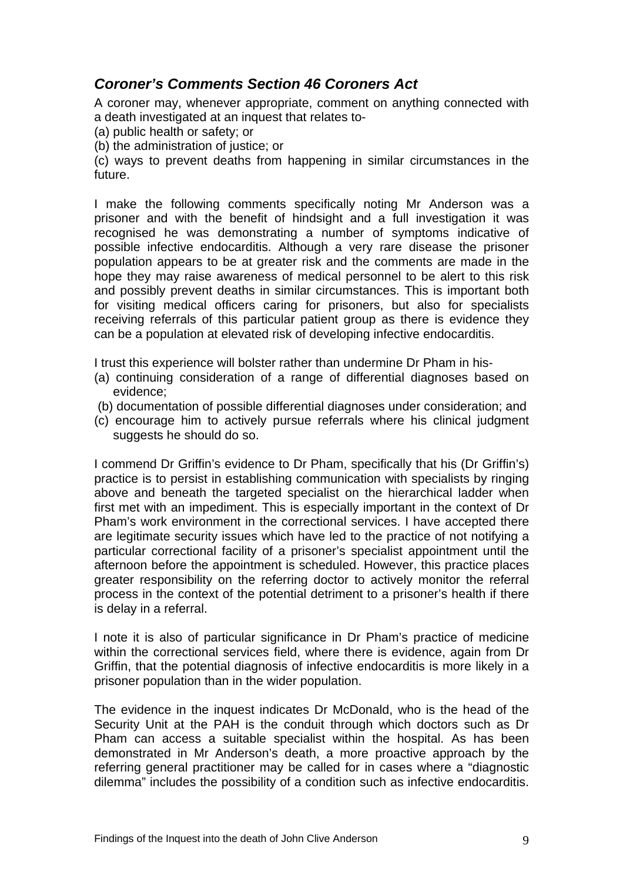## *Coroner's Comments Section 46 Coroners Act*

A coroner may, whenever appropriate, comment on anything connected with a death investigated at an inquest that relates to-

(a) public health or safety; or

(b) the administration of justice; or

(c) ways to prevent deaths from happening in similar circumstances in the future.

I make the following comments specifically noting Mr Anderson was a prisoner and with the benefit of hindsight and a full investigation it was recognised he was demonstrating a number of symptoms indicative of possible infective endocarditis. Although a very rare disease the prisoner population appears to be at greater risk and the comments are made in the hope they may raise awareness of medical personnel to be alert to this risk and possibly prevent deaths in similar circumstances. This is important both for visiting medical officers caring for prisoners, but also for specialists receiving referrals of this particular patient group as there is evidence they can be a population at elevated risk of developing infective endocarditis.

I trust this experience will bolster rather than undermine Dr Pham in his-

(a) continuing consideration of a range of differential diagnoses based on evidence;

(b) documentation of possible differential diagnoses under consideration; and

(c) encourage him to actively pursue referrals where his clinical judgment suggests he should do so.

I commend Dr Griffin's evidence to Dr Pham, specifically that his (Dr Griffin's) practice is to persist in establishing communication with specialists by ringing above and beneath the targeted specialist on the hierarchical ladder when first met with an impediment. This is especially important in the context of Dr Pham's work environment in the correctional services. I have accepted there are legitimate security issues which have led to the practice of not notifying a particular correctional facility of a prisoner's specialist appointment until the afternoon before the appointment is scheduled. However, this practice places greater responsibility on the referring doctor to actively monitor the referral process in the context of the potential detriment to a prisoner's health if there is delay in a referral.

I note it is also of particular significance in Dr Pham's practice of medicine within the correctional services field, where there is evidence, again from Dr Griffin, that the potential diagnosis of infective endocarditis is more likely in a prisoner population than in the wider population.

The evidence in the inquest indicates Dr McDonald, who is the head of the Security Unit at the PAH is the conduit through which doctors such as Dr Pham can access a suitable specialist within the hospital. As has been demonstrated in Mr Anderson's death, a more proactive approach by the referring general practitioner may be called for in cases where a "diagnostic dilemma" includes the possibility of a condition such as infective endocarditis.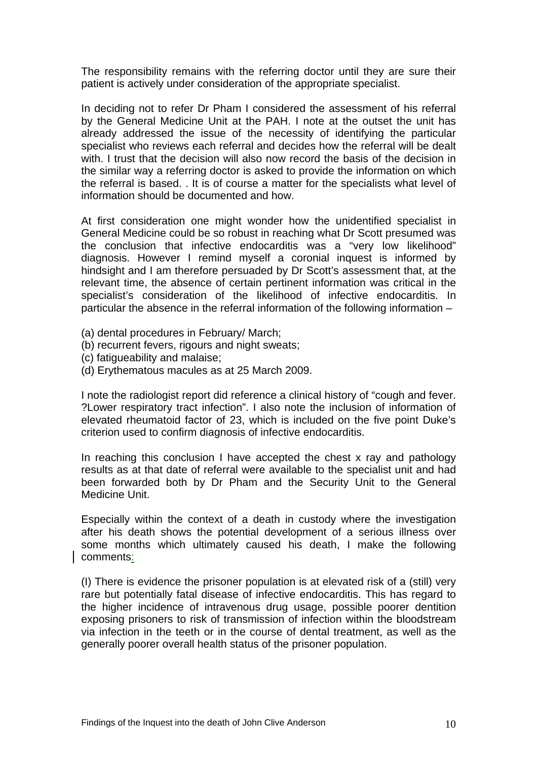The responsibility remains with the referring doctor until they are sure their patient is actively under consideration of the appropriate specialist.

In deciding not to refer Dr Pham I considered the assessment of his referral by the General Medicine Unit at the PAH. I note at the outset the unit has already addressed the issue of the necessity of identifying the particular specialist who reviews each referral and decides how the referral will be dealt with. I trust that the decision will also now record the basis of the decision in the similar way a referring doctor is asked to provide the information on which the referral is based. . It is of course a matter for the specialists what level of information should be documented and how.

At first consideration one might wonder how the unidentified specialist in General Medicine could be so robust in reaching what Dr Scott presumed was the conclusion that infective endocarditis was a "very low likelihood" diagnosis. However I remind myself a coronial inquest is informed by hindsight and I am therefore persuaded by Dr Scott's assessment that, at the relevant time, the absence of certain pertinent information was critical in the specialist's consideration of the likelihood of infective endocarditis. In particular the absence in the referral information of the following information –

(a) dental procedures in February/ March;
(b) recurrent fevers, rigours and night sweats;
(c) fatigueability and malaise;
(d) Erythematous macules as at 25 March 2009.

I note the radiologist report did reference a clinical history of "cough and fever. ?Lower respiratory tract infection". I also note the inclusion of information of elevated rheumatoid factor of 23, which is included on the five point Duke's criterion used to confirm diagnosis of infective endocarditis.

In reaching this conclusion I have accepted the chest x ray and pathology results as at that date of referral were available to the specialist unit and had been forwarded both by Dr Pham and the Security Unit to the General Medicine Unit.

Especially within the context of a death in custody where the investigation after his death shows the potential development of a serious illness over some months which ultimately caused his death, I make the following comments:

(I) There is evidence the prisoner population is at elevated risk of a (still) very rare but potentially fatal disease of infective endocarditis. This has regard to the higher incidence of intravenous drug usage, possible poorer dentition exposing prisoners to risk of transmission of infection within the bloodstream via infection in the teeth or in the course of dental treatment, as well as the generally poorer overall health status of the prisoner population.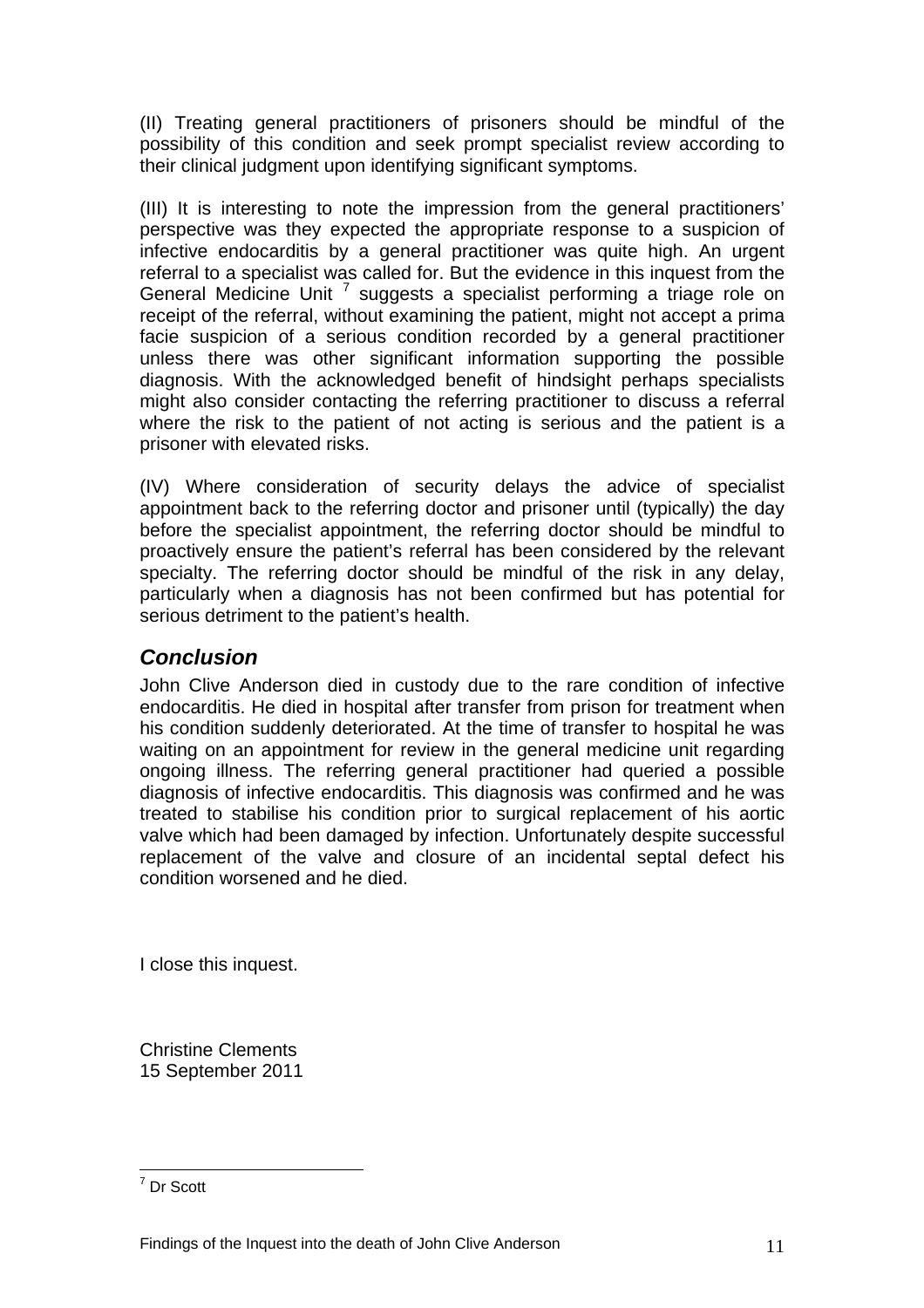(II) Treating general practitioners of prisoners should be mindful of the possibility of this condition and seek prompt specialist review according to their clinical judgment upon identifying significant symptoms.

(III) It is interesting to note the impression from the general practitioners' perspective was they expected the appropriate response to a suspicion of infective endocarditis by a general practitioner was quite high. An urgent referral to a specialist was called for. But the evidence in this inquest from the General Medicine Unit [7] suggests a specialist performing a triage role on receipt of the referral, without examining the patient, might not accept a prima facie suspicion of a serious condition recorded by a general practitioner unless there was other significant information supporting the possible diagnosis. With the acknowledged benefit of hindsight perhaps specialists might also consider contacting the referring practitioner to discuss a referral where the risk to the patient of not acting is serious and the patient is a prisoner with elevated risks.

(IV) Where consideration of security delays the advice of specialist appointment back to the referring doctor and prisoner until (typically) the day before the specialist appointment, the referring doctor should be mindful to proactively ensure the patient's referral has been considered by the relevant specialty. The referring doctor should be mindful of the risk in any delay, particularly when a diagnosis has not been confirmed but has potential for serious detriment to the patient's health.

## *Conclusion*

John Clive Anderson died in custody due to the rare condition of infective endocarditis. He died in hospital after transfer from prison for treatment when his condition suddenly deteriorated. At the time of transfer to hospital he was waiting on an appointment for review in the general medicine unit regarding ongoing illness. The referring general practitioner had queried a possible diagnosis of infective endocarditis. This diagnosis was confirmed and he was treated to stabilise his condition prior to surgical replacement of his aortic valve which had been damaged by infection. Unfortunately despite successful replacement of the valve and closure of an incidental septal defect his condition worsened and he died.

I close this inquest.

Christine Clements
15 September 2011

---

[7] Dr Scott